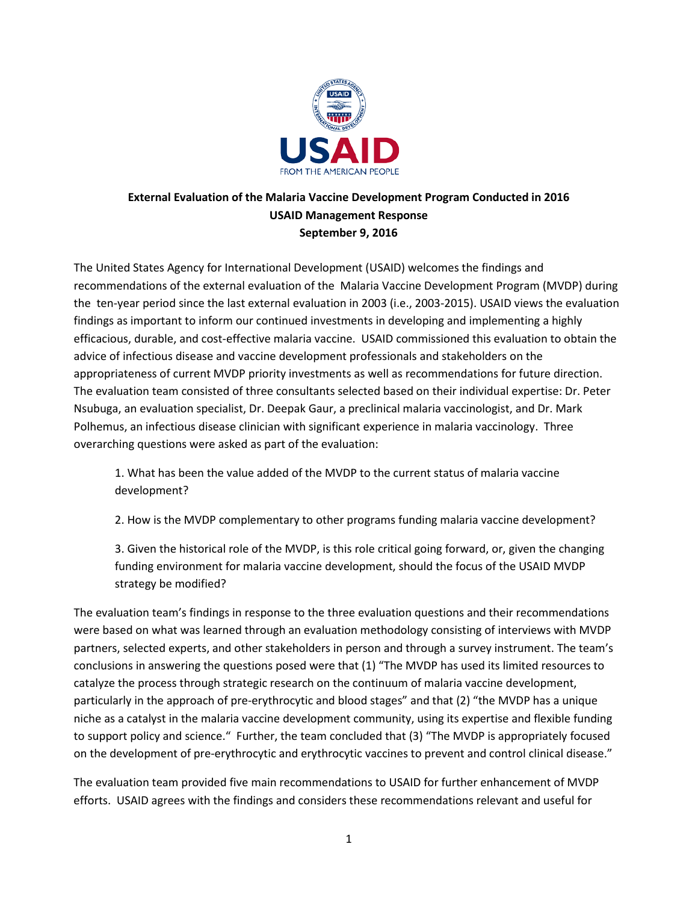**External Evaluation of the Malaria Vaccine Development Program Conducted in 2016**
**USAID Management Response**
**September 9, 2016**

The United States Agency for International Development (USAID) welcomes the findings and recommendations of the external evaluation of the Malaria Vaccine Development Program (MVDP) during the ten-year period since the last external evaluation in 2003 (i.e., 2003-2015). USAID views the evaluation findings as important to inform our continued investments in developing and implementing a highly efficacious, durable, and cost-effective malaria vaccine. USAID commissioned this evaluation to obtain the advice of infectious disease and vaccine development professionals and stakeholders on the appropriateness of current MVDP priority investments as well as recommendations for future direction. The evaluation team consisted of three consultants selected based on their individual expertise: Dr. Peter Nsubuga, an evaluation specialist, Dr. Deepak Gaur, a preclinical malaria vaccinologist, and Dr. Mark Polhemus, an infectious disease clinician with significant experience in malaria vaccinology. Three overarching questions were asked as part of the evaluation:

1. What has been the value added of the MVDP to the current status of malaria vaccine development?

2. How is the MVDP complementary to other programs funding malaria vaccine development?

3. Given the historical role of the MVDP, is this role critical going forward, or, given the changing funding environment for malaria vaccine development, should the focus of the USAID MVDP strategy be modified?

The evaluation team's findings in response to the three evaluation questions and their recommendations were based on what was learned through an evaluation methodology consisting of interviews with MVDP partners, selected experts, and other stakeholders in person and through a survey instrument. The team's conclusions in answering the questions posed were that (1) "The MVDP has used its limited resources to catalyze the process through strategic research on the continuum of malaria vaccine development, particularly in the approach of pre-erythrocytic and blood stages" and that (2) "the MVDP has a unique niche as a catalyst in the malaria vaccine development community, using its expertise and flexible funding to support policy and science." Further, the team concluded that (3) "The MVDP is appropriately focused on the development of pre-erythrocytic and erythrocytic vaccines to prevent and control clinical disease."

The evaluation team provided five main recommendations to USAID for further enhancement of MVDP efforts. USAID agrees with the findings and considers these recommendations relevant and useful for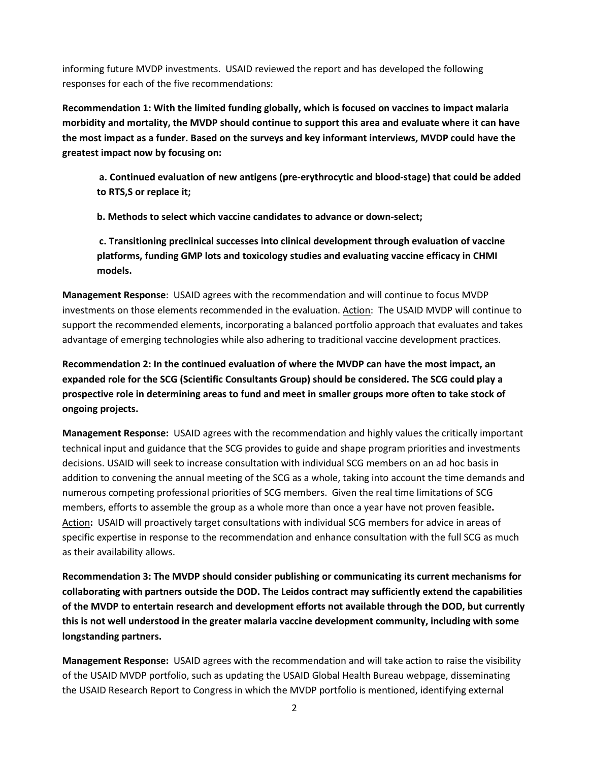informing future MVDP investments. USAID reviewed the report and has developed the following responses for each of the five recommendations:

**Recommendation 1: With the limited funding globally, which is focused on vaccines to impact malaria morbidity and mortality, the MVDP should continue to support this area and evaluate where it can have the most impact as a funder. Based on the surveys and key informant interviews, MVDP could have the greatest impact now by focusing on:**

> **a. Continued evaluation of new antigens (pre-erythrocytic and blood-stage) that could be added to RTS,S or replace it;**
>
> **b. Methods to select which vaccine candidates to advance or down-select;**
>
> **c. Transitioning preclinical successes into clinical development through evaluation of vaccine platforms, funding GMP lots and toxicology studies and evaluating vaccine efficacy in CHMI models.**

**Management Response**: USAID agrees with the recommendation and will continue to focus MVDP investments on those elements recommended in the evaluation. Action: The USAID MVDP will continue to support the recommended elements, incorporating a balanced portfolio approach that evaluates and takes advantage of emerging technologies while also adhering to traditional vaccine development practices.

**Recommendation 2: In the continued evaluation of where the MVDP can have the most impact, an expanded role for the SCG (Scientific Consultants Group) should be considered. The SCG could play a prospective role in determining areas to fund and meet in smaller groups more often to take stock of ongoing projects.**

**Management Response:** USAID agrees with the recommendation and highly values the critically important technical input and guidance that the SCG provides to guide and shape program priorities and investments decisions. USAID will seek to increase consultation with individual SCG members on an ad hoc basis in addition to convening the annual meeting of the SCG as a whole, taking into account the time demands and numerous competing professional priorities of SCG members. Given the real time limitations of SCG members, efforts to assemble the group as a whole more than once a year have not proven feasible**.** Action**:** USAID will proactively target consultations with individual SCG members for advice in areas of specific expertise in response to the recommendation and enhance consultation with the full SCG as much as their availability allows.

**Recommendation 3: The MVDP should consider publishing or communicating its current mechanisms for collaborating with partners outside the DOD. The Leidos contract may sufficiently extend the capabilities of the MVDP to entertain research and development efforts not available through the DOD, but currently this is not well understood in the greater malaria vaccine development community, including with some longstanding partners.**

**Management Response:** USAID agrees with the recommendation and will take action to raise the visibility of the USAID MVDP portfolio, such as updating the USAID Global Health Bureau webpage, disseminating the USAID Research Report to Congress in which the MVDP portfolio is mentioned, identifying external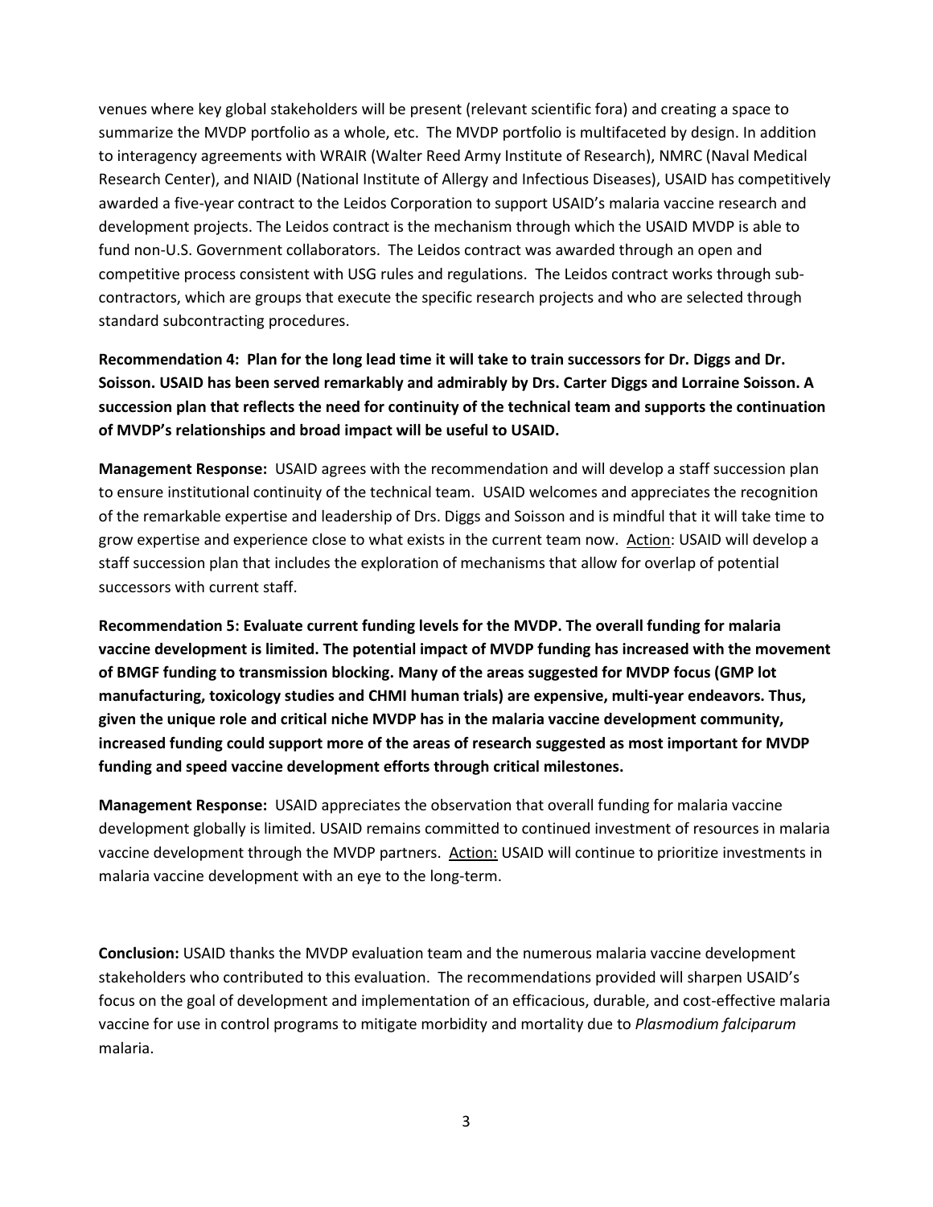venues where key global stakeholders will be present (relevant scientific fora) and creating a space to summarize the MVDP portfolio as a whole, etc. The MVDP portfolio is multifaceted by design. In addition to interagency agreements with WRAIR (Walter Reed Army Institute of Research), NMRC (Naval Medical Research Center), and NIAID (National Institute of Allergy and Infectious Diseases), USAID has competitively awarded a five-year contract to the Leidos Corporation to support USAID's malaria vaccine research and development projects. The Leidos contract is the mechanism through which the USAID MVDP is able to fund non-U.S. Government collaborators. The Leidos contract was awarded through an open and competitive process consistent with USG rules and regulations. The Leidos contract works through sub-contractors, which are groups that execute the specific research projects and who are selected through standard subcontracting procedures.

**Recommendation 4: Plan for the long lead time it will take to train successors for Dr. Diggs and Dr. Soisson. USAID has been served remarkably and admirably by Drs. Carter Diggs and Lorraine Soisson. A succession plan that reflects the need for continuity of the technical team and supports the continuation of MVDP's relationships and broad impact will be useful to USAID.**

**Management Response:** USAID agrees with the recommendation and will develop a staff succession plan to ensure institutional continuity of the technical team. USAID welcomes and appreciates the recognition of the remarkable expertise and leadership of Drs. Diggs and Soisson and is mindful that it will take time to grow expertise and experience close to what exists in the current team now. Action: USAID will develop a staff succession plan that includes the exploration of mechanisms that allow for overlap of potential successors with current staff.

**Recommendation 5: Evaluate current funding levels for the MVDP. The overall funding for malaria vaccine development is limited. The potential impact of MVDP funding has increased with the movement of BMGF funding to transmission blocking. Many of the areas suggested for MVDP focus (GMP lot manufacturing, toxicology studies and CHMI human trials) are expensive, multi-year endeavors. Thus, given the unique role and critical niche MVDP has in the malaria vaccine development community, increased funding could support more of the areas of research suggested as most important for MVDP funding and speed vaccine development efforts through critical milestones.**

**Management Response:** USAID appreciates the observation that overall funding for malaria vaccine development globally is limited. USAID remains committed to continued investment of resources in malaria vaccine development through the MVDP partners. Action: USAID will continue to prioritize investments in malaria vaccine development with an eye to the long-term.

**Conclusion:** USAID thanks the MVDP evaluation team and the numerous malaria vaccine development stakeholders who contributed to this evaluation. The recommendations provided will sharpen USAID's focus on the goal of development and implementation of an efficacious, durable, and cost-effective malaria vaccine for use in control programs to mitigate morbidity and mortality due to *Plasmodium falciparum* malaria.